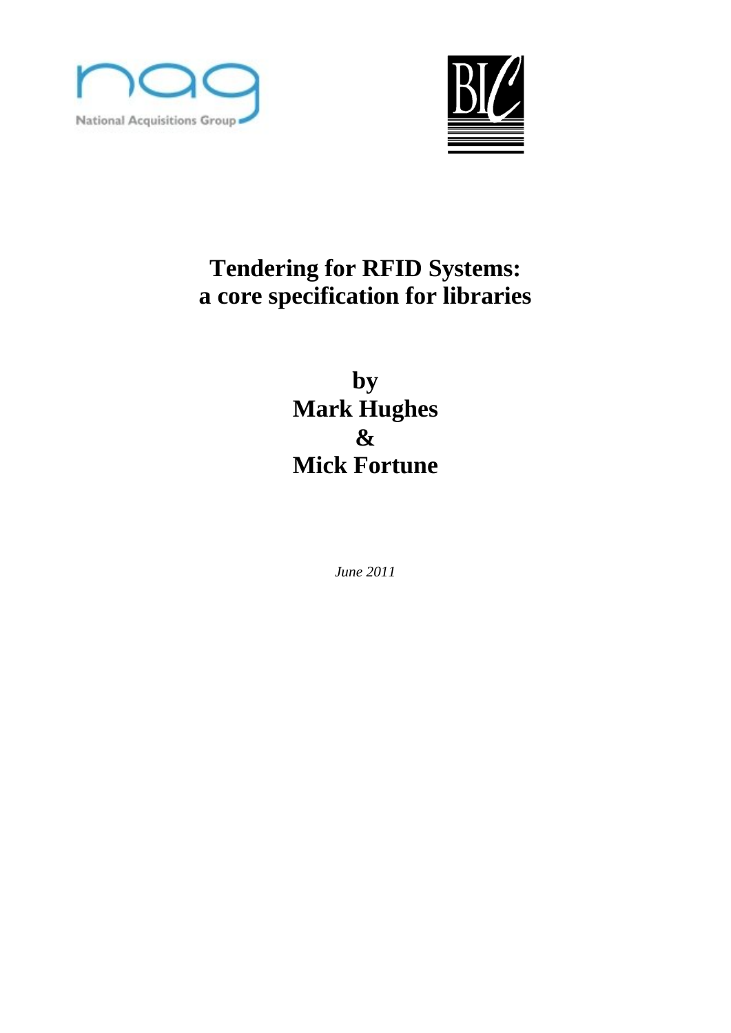National Acquisitions Group

BIC

# Tendering for RFID Systems: a core specification for libraries

**by**
**Mark Hughes**
**&**
**Mick Fortune**

*June 2011*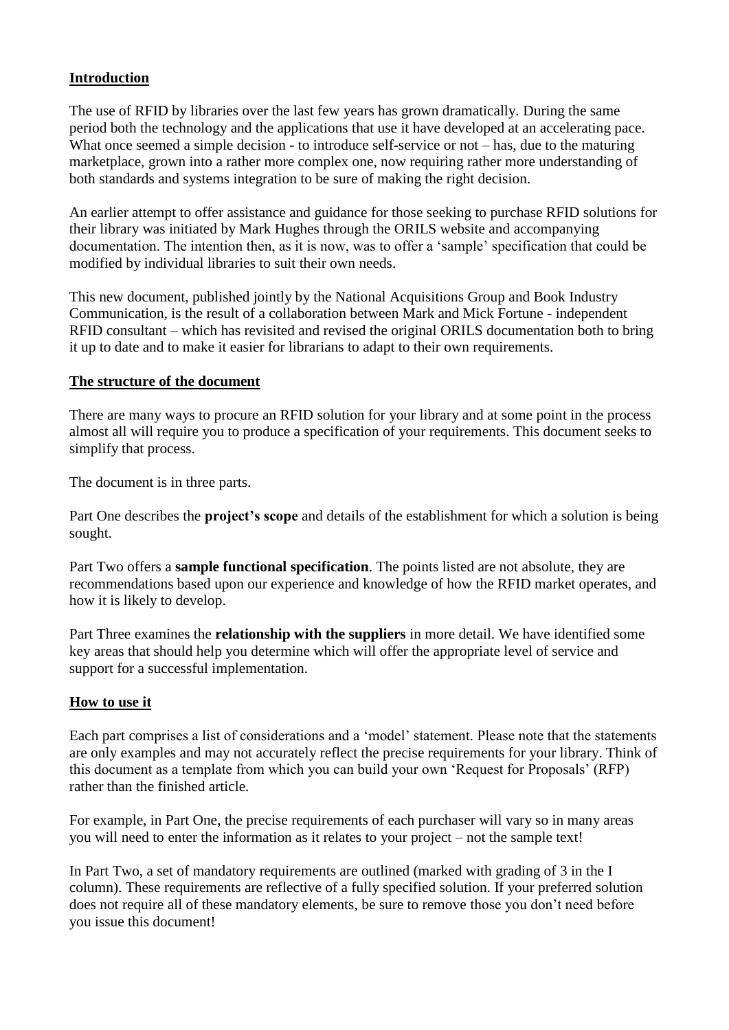## Introduction

The use of RFID by libraries over the last few years has grown dramatically. During the same period both the technology and the applications that use it have developed at an accelerating pace. What once seemed a simple decision - to introduce self-service or not – has, due to the maturing marketplace, grown into a rather more complex one, now requiring rather more understanding of both standards and systems integration to be sure of making the right decision.

An earlier attempt to offer assistance and guidance for those seeking to purchase RFID solutions for their library was initiated by Mark Hughes through the ORILS website and accompanying documentation. The intention then, as it is now, was to offer a 'sample' specification that could be modified by individual libraries to suit their own needs.

This new document, published jointly by the National Acquisitions Group and Book Industry Communication, is the result of a collaboration between Mark and Mick Fortune - independent RFID consultant – which has revisited and revised the original ORILS documentation both to bring it up to date and to make it easier for librarians to adapt to their own requirements.

## The structure of the document

There are many ways to procure an RFID solution for your library and at some point in the process almost all will require you to produce a specification of your requirements. This document seeks to simplify that process.

The document is in three parts.

Part One describes the **project's scope** and details of the establishment for which a solution is being sought.

Part Two offers a **sample functional specification**. The points listed are not absolute, they are recommendations based upon our experience and knowledge of how the RFID market operates, and how it is likely to develop.

Part Three examines the **relationship with the suppliers** in more detail. We have identified some key areas that should help you determine which will offer the appropriate level of service and support for a successful implementation.

## How to use it

Each part comprises a list of considerations and a 'model' statement. Please note that the statements are only examples and may not accurately reflect the precise requirements for your library. Think of this document as a template from which you can build your own 'Request for Proposals' (RFP) rather than the finished article.

For example, in Part One, the precise requirements of each purchaser will vary so in many areas you will need to enter the information as it relates to your project – not the sample text!

In Part Two, a set of mandatory requirements are outlined (marked with grading of 3 in the I column). These requirements are reflective of a fully specified solution. If your preferred solution does not require all of these mandatory elements, be sure to remove those you don't need before you issue this document!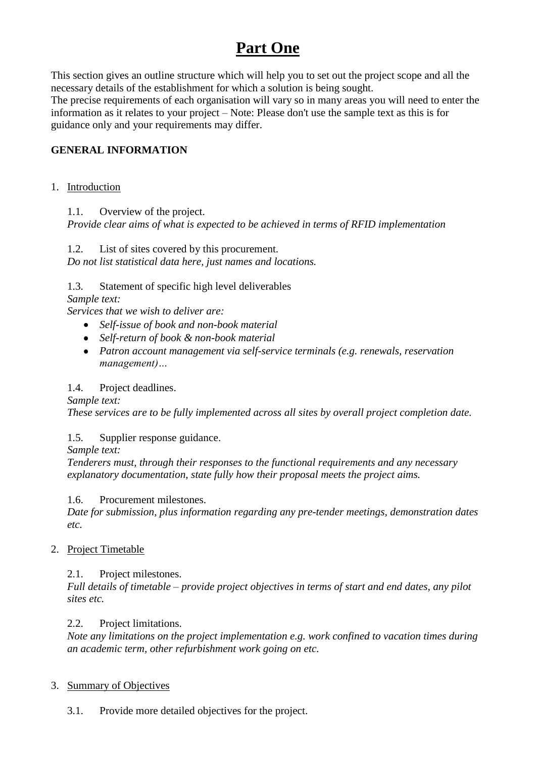# Part One

This section gives an outline structure which will help you to set out the project scope and all the necessary details of the establishment for which a solution is being sought.
The precise requirements of each organisation will vary so in many areas you will need to enter the information as it relates to your project – Note: Please don't use the sample text as this is for guidance only and your requirements may differ.

**GENERAL INFORMATION**

1. Introduction

1.1. Overview of the project.
*Provide clear aims of what is expected to be achieved in terms of RFID implementation*

1.2. List of sites covered by this procurement.
*Do not list statistical data here, just names and locations.*

1.3. Statement of specific high level deliverables
*Sample text:*
*Services that we wish to deliver are:*

- *Self-issue of book and non-book material*
- *Self-return of book & non-book material*
- *Patron account management via self-service terminals (e.g. renewals, reservation management)…*

1.4. Project deadlines.
*Sample text:*
*These services are to be fully implemented across all sites by overall project completion date.*

1.5. Supplier response guidance.
*Sample text:*
*Tenderers must, through their responses to the functional requirements and any necessary explanatory documentation, state fully how their proposal meets the project aims.*

1.6. Procurement milestones.
*Date for submission, plus information regarding any pre-tender meetings, demonstration dates etc.*

2. Project Timetable

2.1. Project milestones.
*Full details of timetable – provide project objectives in terms of start and end dates, any pilot sites etc.*

2.2. Project limitations.
*Note any limitations on the project implementation e.g. work confined to vacation times during an academic term, other refurbishment work going on etc.*

3. Summary of Objectives

3.1. Provide more detailed objectives for the project.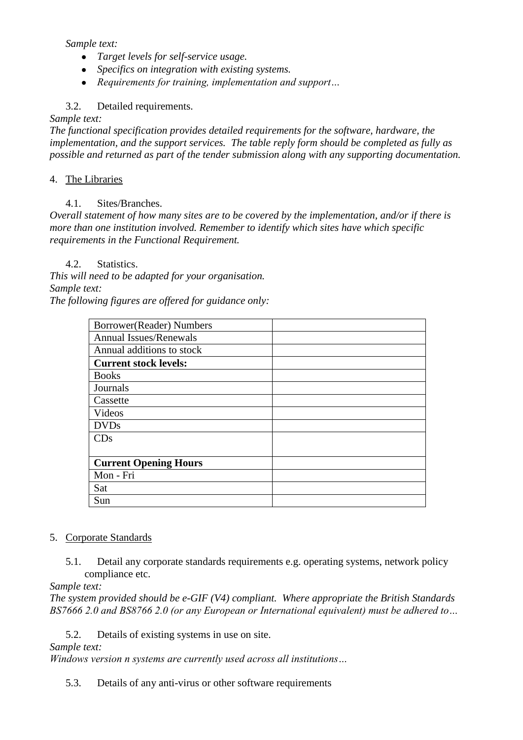*Sample text:*

- *Target levels for self-service usage.*
- *Specifics on integration with existing systems.*
- *Requirements for training, implementation and support…*

3.2. Detailed requirements.

*Sample text:*

*The functional specification provides detailed requirements for the software, hardware, the implementation, and the support services. The table reply form should be completed as fully as possible and returned as part of the tender submission along with any supporting documentation.*

4. <u>The Libraries</u>

4.1. Sites/Branches.

*Overall statement of how many sites are to be covered by the implementation, and/or if there is more than one institution involved. Remember to identify which sites have which specific requirements in the Functional Requirement.*

4.2. Statistics.

*This will need to be adapted for your organisation.*

*Sample text:*

*The following figures are offered for guidance only:*

| Borrower(Reader) Numbers | |
|---|---|
| Annual Issues/Renewals | |
| Annual additions to stock | |
| **Current stock levels:** | |
| Books | |
| Journals | |
| Cassette | |
| Videos | |
| DVDs | |
| CDs | |
| **Current Opening Hours** | |
| Mon - Fri | |
| Sat | |
| Sun | |

5. <u>Corporate Standards</u>

5.1. Detail any corporate standards requirements e.g. operating systems, network policy compliance etc.

*Sample text:*

*The system provided should be e-GIF (V4) compliant. Where appropriate the British Standards BS7666 2.0 and BS8766 2.0 (or any European or International equivalent) must be adhered to…*

5.2. Details of existing systems in use on site.

*Sample text:*

*Windows version n systems are currently used across all institutions…*

5.3. Details of any anti-virus or other software requirements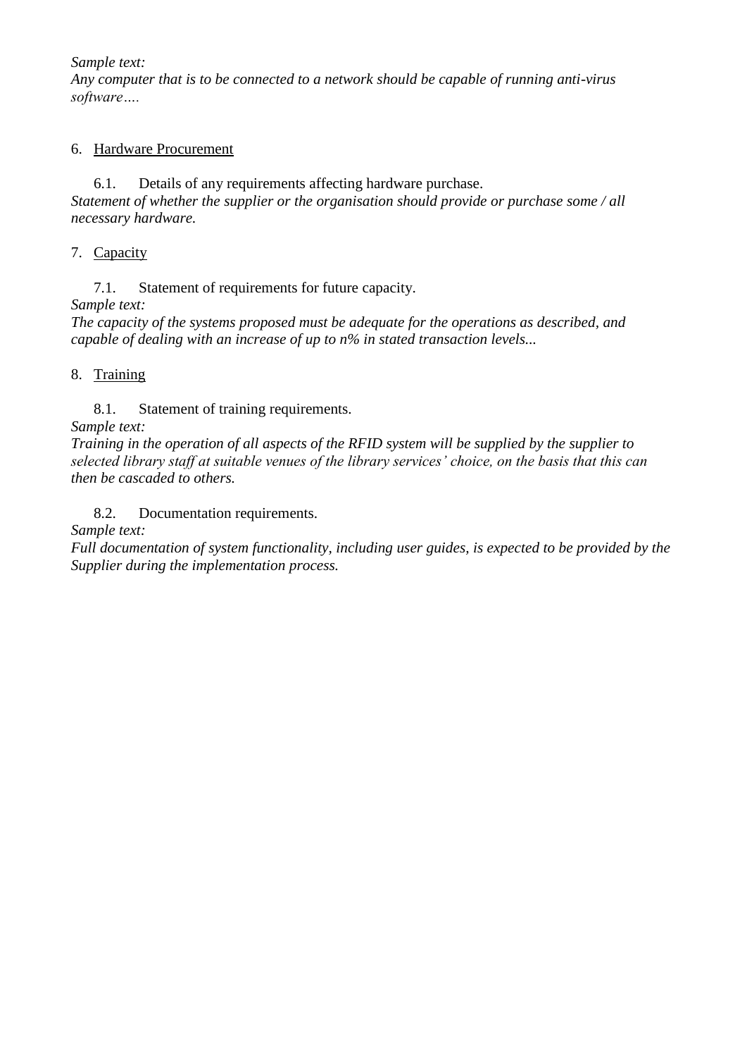*Sample text:*
*Any computer that is to be connected to a network should be capable of running anti-virus software….*

6. Hardware Procurement

6.1. Details of any requirements affecting hardware purchase.
*Statement of whether the supplier or the organisation should provide or purchase some / all necessary hardware.*

7. Capacity

7.1. Statement of requirements for future capacity.
*Sample text:*
*The capacity of the systems proposed must be adequate for the operations as described, and capable of dealing with an increase of up to n% in stated transaction levels...*

8. Training

8.1. Statement of training requirements.
*Sample text:*
*Training in the operation of all aspects of the RFID system will be supplied by the supplier to selected library staff at suitable venues of the library services' choice, on the basis that this can then be cascaded to others.*

8.2. Documentation requirements.
*Sample text:*
*Full documentation of system functionality, including user guides, is expected to be provided by the Supplier during the implementation process.*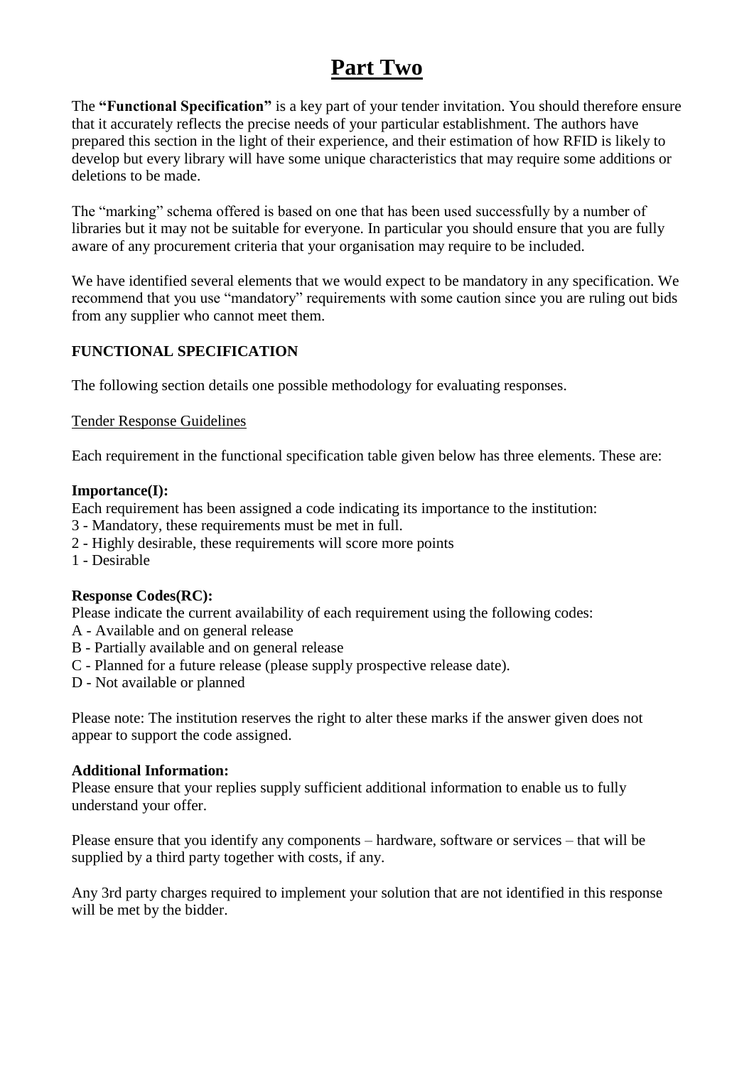# Part Two

The **"Functional Specification"** is a key part of your tender invitation. You should therefore ensure that it accurately reflects the precise needs of your particular establishment. The authors have prepared this section in the light of their experience, and their estimation of how RFID is likely to develop but every library will have some unique characteristics that may require some additions or deletions to be made.

The "marking" schema offered is based on one that has been used successfully by a number of libraries but it may not be suitable for everyone. In particular you should ensure that you are fully aware of any procurement criteria that your organisation may require to be included.

We have identified several elements that we would expect to be mandatory in any specification. We recommend that you use "mandatory" requirements with some caution since you are ruling out bids from any supplier who cannot meet them.

**FUNCTIONAL SPECIFICATION**

The following section details one possible methodology for evaluating responses.

Tender Response Guidelines

Each requirement in the functional specification table given below has three elements. These are:

**Importance(I):**

Each requirement has been assigned a code indicating its importance to the institution:

- 3 - Mandatory, these requirements must be met in full.
- 2 - Highly desirable, these requirements will score more points
- 1 - Desirable

**Response Codes(RC):**

Please indicate the current availability of each requirement using the following codes:

- A - Available and on general release
- B - Partially available and on general release
- C - Planned for a future release (please supply prospective release date).
- D - Not available or planned

Please note: The institution reserves the right to alter these marks if the answer given does not appear to support the code assigned.

**Additional Information:**

Please ensure that your replies supply sufficient additional information to enable us to fully understand your offer.

Please ensure that you identify any components – hardware, software or services – that will be supplied by a third party together with costs, if any.

Any 3rd party charges required to implement your solution that are not identified in this response will be met by the bidder.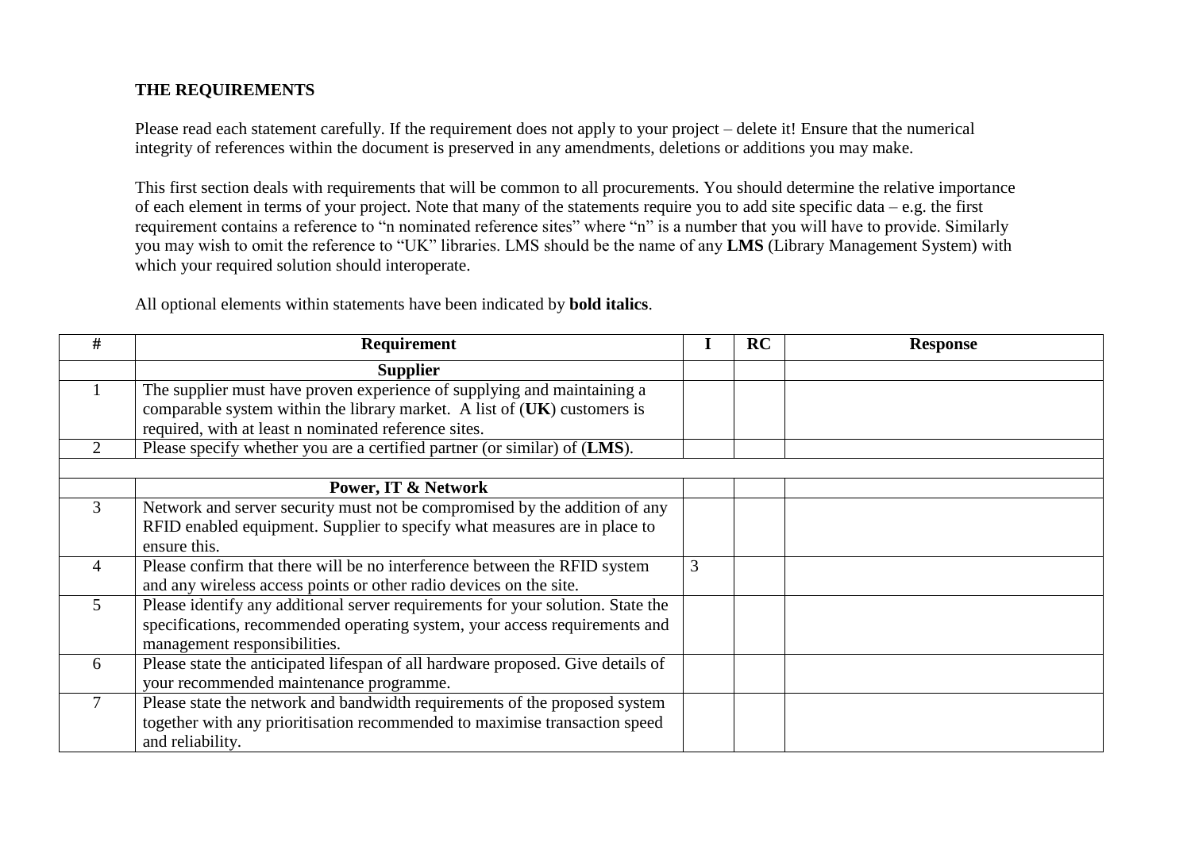**THE REQUIREMENTS**

Please read each statement carefully. If the requirement does not apply to your project – delete it! Ensure that the numerical integrity of references within the document is preserved in any amendments, deletions or additions you may make.

This first section deals with requirements that will be common to all procurements. You should determine the relative importance of each element in terms of your project. Note that many of the statements require you to add site specific data – e.g. the first requirement contains a reference to "n nominated reference sites" where "n" is a number that you will have to provide. Similarly you may wish to omit the reference to "UK" libraries. LMS should be the name of any **LMS** (Library Management System) with which your required solution should interoperate.

All optional elements within statements have been indicated by **bold italics**.

| # | Requirement | I | RC | Response |
|---|---|---|---|---|
| | **Supplier** | | | |
| 1 | The supplier must have proven experience of supplying and maintaining a comparable system within the library market. A list of (**UK**) customers is required, with at least n nominated reference sites. | | | |
| 2 | Please specify whether you are a certified partner (or similar) of (**LMS**). | | | |
| | | | | |
| | **Power, IT & Network** | | | |
| 3 | Network and server security must not be compromised by the addition of any RFID enabled equipment. Supplier to specify what measures are in place to ensure this. | | | |
| 4 | Please confirm that there will be no interference between the RFID system and any wireless access points or other radio devices on the site. | 3 | | |
| 5 | Please identify any additional server requirements for your solution. State the specifications, recommended operating system, your access requirements and management responsibilities. | | | |
| 6 | Please state the anticipated lifespan of all hardware proposed. Give details of your recommended maintenance programme. | | | |
| 7 | Please state the network and bandwidth requirements of the proposed system together with any prioritisation recommended to maximise transaction speed and reliability. | | | |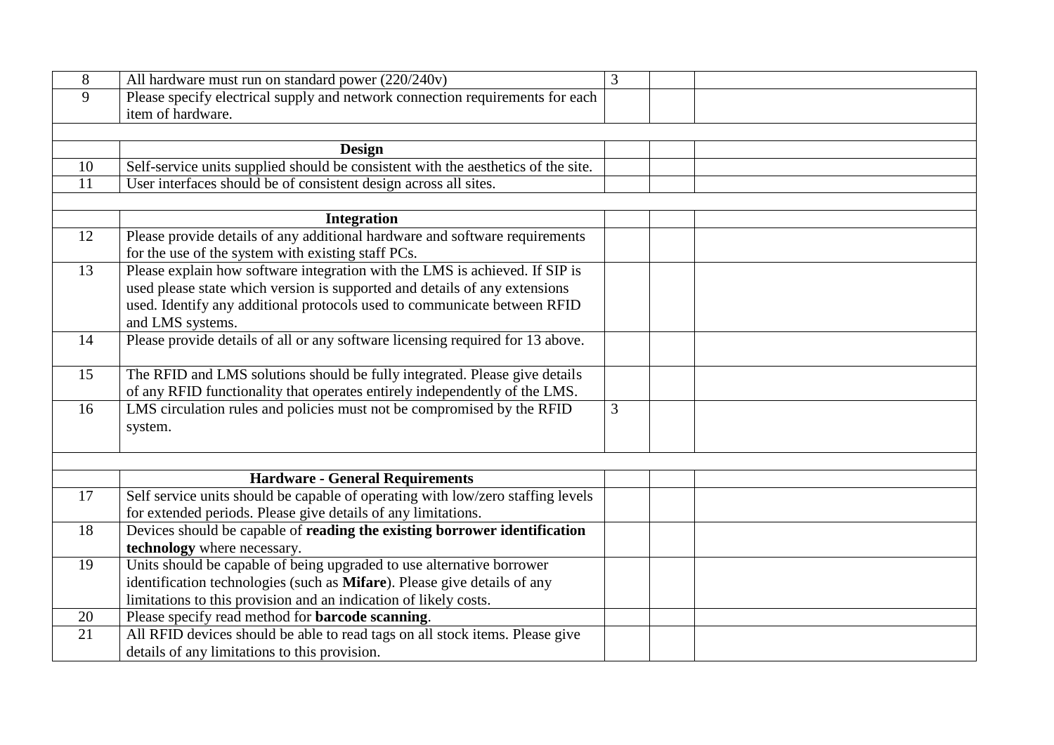| | | | | |
|---|---|---|---|---|
| 8 | All hardware must run on standard power (220/240v) | 3 | | |
| 9 | Please specify electrical supply and network connection requirements for each item of hardware. | | | |
| | | | | |
| | **Design** | | | |
| 10 | Self-service units supplied should be consistent with the aesthetics of the site. | | | |
| 11 | User interfaces should be of consistent design across all sites. | | | |
| | | | | |
| | **Integration** | | | |
| 12 | Please provide details of any additional hardware and software requirements for the use of the system with existing staff PCs. | | | |
| 13 | Please explain how software integration with the LMS is achieved. If SIP is used please state which version is supported and details of any extensions used. Identify any additional protocols used to communicate between RFID and LMS systems. | | | |
| 14 | Please provide details of all or any software licensing required for 13 above. | | | |
| 15 | The RFID and LMS solutions should be fully integrated. Please give details of any RFID functionality that operates entirely independently of the LMS. | | | |
| 16 | LMS circulation rules and policies must not be compromised by the RFID system. | 3 | | |
| | | | | |
| | **Hardware - General Requirements** | | | |
| 17 | Self service units should be capable of operating with low/zero staffing levels for extended periods. Please give details of any limitations. | | | |
| 18 | Devices should be capable of **reading the existing borrower identification technology** where necessary. | | | |
| 19 | Units should be capable of being upgraded to use alternative borrower identification technologies (such as **Mifare**). Please give details of any limitations to this provision and an indication of likely costs. | | | |
| 20 | Please specify read method for **barcode scanning**. | | | |
| 21 | All RFID devices should be able to read tags on all stock items. Please give details of any limitations to this provision. | | | |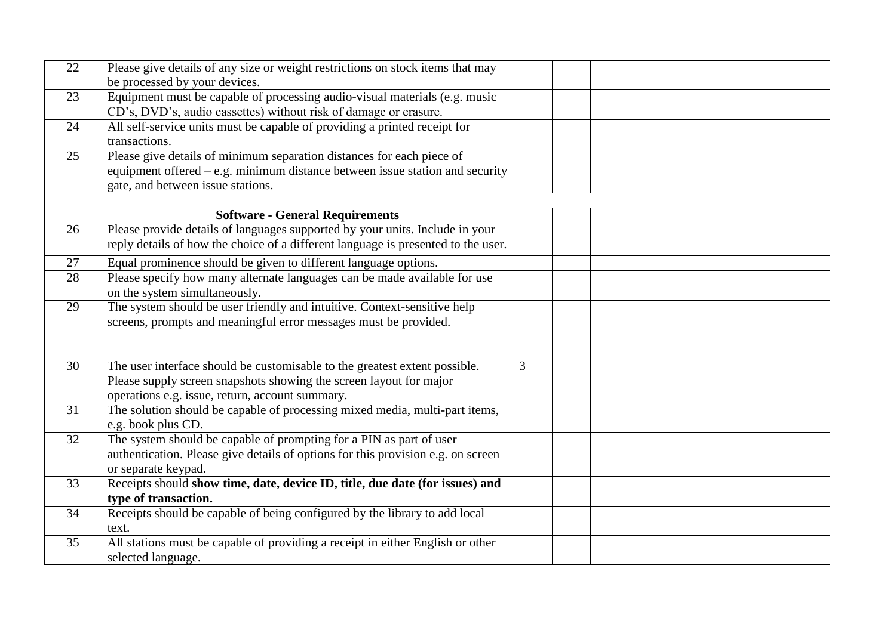| | | | | |
|---|---|---|---|---|
| 22 | Please give details of any size or weight restrictions on stock items that may be processed by your devices. | | | |
| 23 | Equipment must be capable of processing audio-visual materials (e.g. music CD's, DVD's, audio cassettes) without risk of damage or erasure. | | | |
| 24 | All self-service units must be capable of providing a printed receipt for transactions. | | | |
| 25 | Please give details of minimum separation distances for each piece of equipment offered – e.g. minimum distance between issue station and security gate, and between issue stations. | | | |
| | | | | |
| | **Software - General Requirements** | | | |
| 26 | Please provide details of languages supported by your units. Include in your reply details of how the choice of a different language is presented to the user. | | | |
| 27 | Equal prominence should be given to different language options. | | | |
| 28 | Please specify how many alternate languages can be made available for use on the system simultaneously. | | | |
| 29 | The system should be user friendly and intuitive. Context-sensitive help screens, prompts and meaningful error messages must be provided. | | | |
| 30 | The user interface should be customisable to the greatest extent possible. Please supply screen snapshots showing the screen layout for major operations e.g. issue, return, account summary. | 3 | | |
| 31 | The solution should be capable of processing mixed media, multi-part items, e.g. book plus CD. | | | |
| 32 | The system should be capable of prompting for a PIN as part of user authentication. Please give details of options for this provision e.g. on screen or separate keypad. | | | |
| 33 | Receipts should **show time, date, device ID, title, due date (for issues) and type of transaction.** | | | |
| 34 | Receipts should be capable of being configured by the library to add local text. | | | |
| 35 | All stations must be capable of providing a receipt in either English or other selected language. | | | |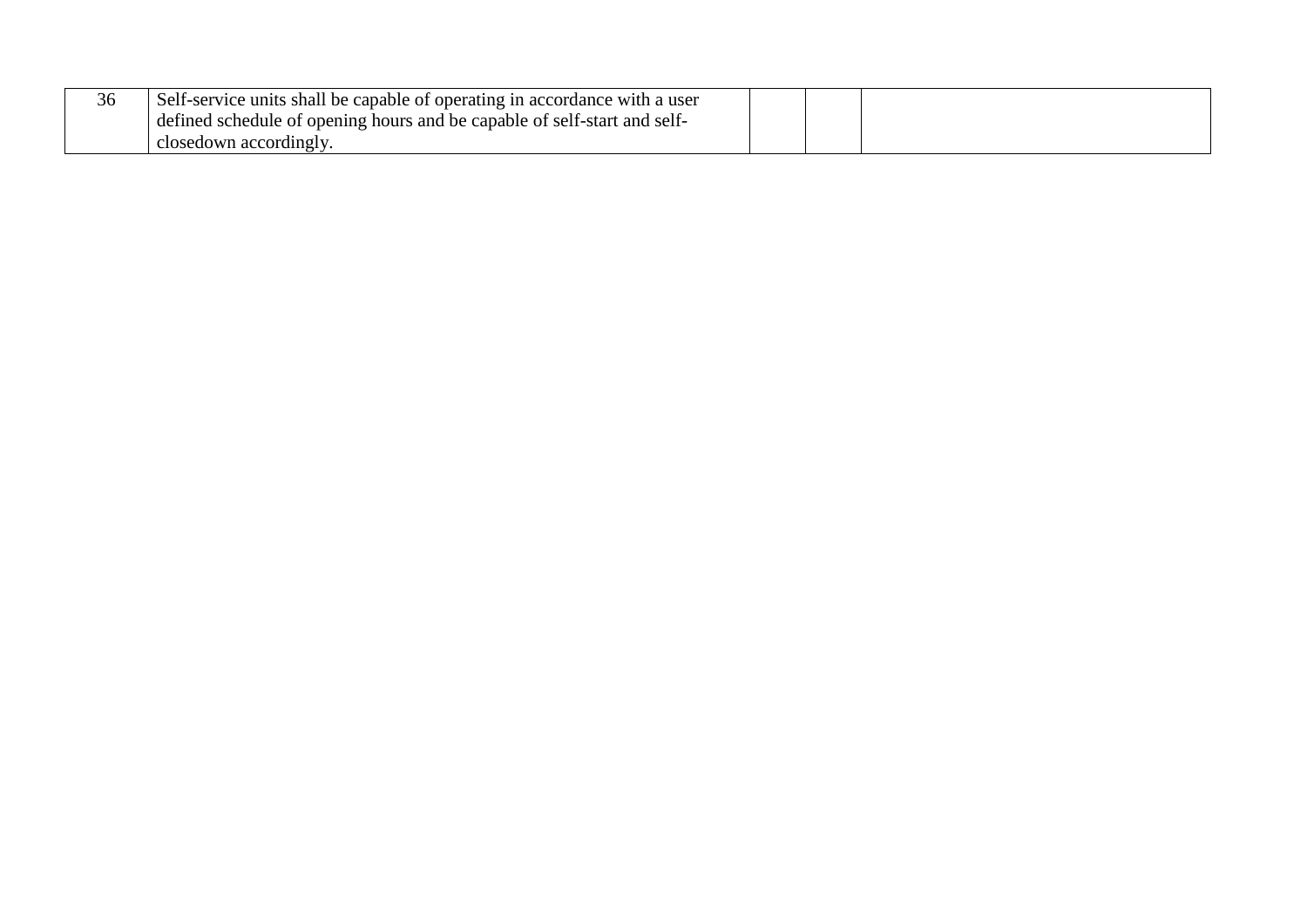| | | | | |
|---|---|---|---|---|
| 36 | Self-service units shall be capable of operating in accordance with a user defined schedule of opening hours and be capable of self-start and self-closedown accordingly. | | | |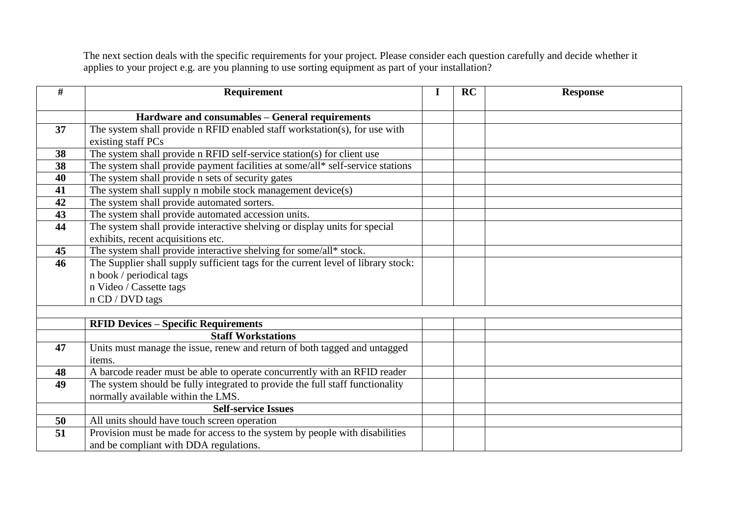The next section deals with the specific requirements for your project. Please consider each question carefully and decide whether it applies to your project e.g. are you planning to use sorting equipment as part of your installation?

| # | Requirement | I | RC | Response |
|---|---|---|---|---|
| | **Hardware and consumables – General requirements** | | | |
| **37** | The system shall provide n RFID enabled staff workstation(s), for use with existing staff PCs | | | |
| **38** | The system shall provide n RFID self-service station(s) for client use | | | |
| **38** | The system shall provide payment facilities at some/all* self-service stations | | | |
| **40** | The system shall provide n sets of security gates | | | |
| **41** | The system shall supply n mobile stock management device(s) | | | |
| **42** | The system shall provide automated sorters. | | | |
| **43** | The system shall provide automated accession units. | | | |
| **44** | The system shall provide interactive shelving or display units for special exhibits, recent acquisitions etc. | | | |
| **45** | The system shall provide interactive shelving for some/all* stock. | | | |
| **46** | The Supplier shall supply sufficient tags for the current level of library stock:<br>n book / periodical tags<br>n Video / Cassette tags<br>n CD / DVD tags | | | |
| | | | | |
| | **RFID Devices – Specific Requirements** | | | |
| | **Staff Workstations** | | | |
| **47** | Units must manage the issue, renew and return of both tagged and untagged items. | | | |
| **48** | A barcode reader must be able to operate concurrently with an RFID reader | | | |
| **49** | The system should be fully integrated to provide the full staff functionality normally available within the LMS. | | | |
| | **Self-service Issues** | | | |
| **50** | All units should have touch screen operation | | | |
| **51** | Provision must be made for access to the system by people with disabilities and be compliant with DDA regulations. | | | |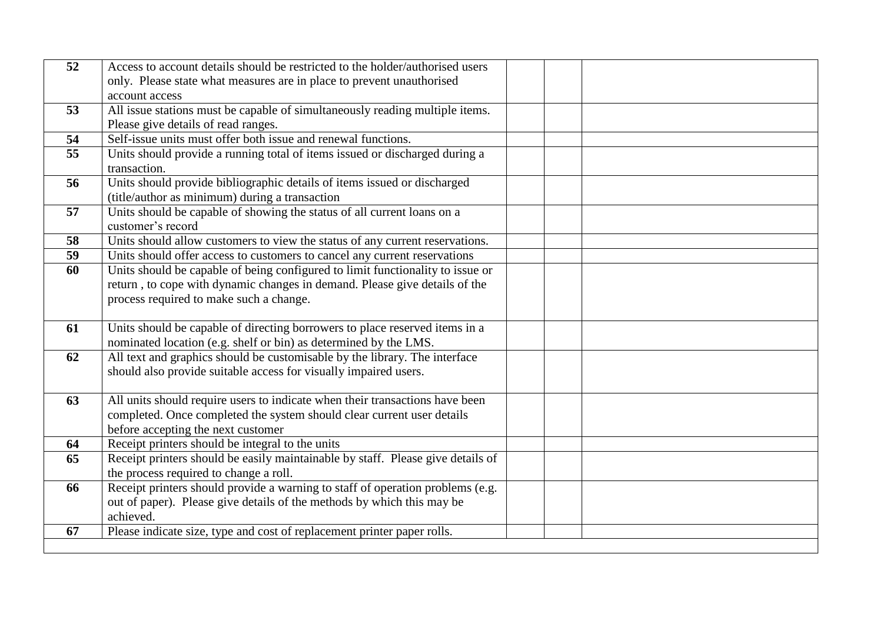| | | | | |
|---|---|---|---|---|
| **52** | Access to account details should be restricted to the holder/authorised users only. Please state what measures are in place to prevent unauthorised account access | | | |
| **53** | All issue stations must be capable of simultaneously reading multiple items. Please give details of read ranges. | | | |
| **54** | Self-issue units must offer both issue and renewal functions. | | | |
| **55** | Units should provide a running total of items issued or discharged during a transaction. | | | |
| **56** | Units should provide bibliographic details of items issued or discharged (title/author as minimum) during a transaction | | | |
| **57** | Units should be capable of showing the status of all current loans on a customer's record | | | |
| **58** | Units should allow customers to view the status of any current reservations. | | | |
| **59** | Units should offer access to customers to cancel any current reservations | | | |
| **60** | Units should be capable of being configured to limit functionality to issue or return , to cope with dynamic changes in demand. Please give details of the process required to make such a change. | | | |
| **61** | Units should be capable of directing borrowers to place reserved items in a nominated location (e.g. shelf or bin) as determined by the LMS. | | | |
| **62** | All text and graphics should be customisable by the library. The interface should also provide suitable access for visually impaired users. | | | |
| **63** | All units should require users to indicate when their transactions have been completed. Once completed the system should clear current user details before accepting the next customer | | | |
| **64** | Receipt printers should be integral to the units | | | |
| **65** | Receipt printers should be easily maintainable by staff. Please give details of the process required to change a roll. | | | |
| **66** | Receipt printers should provide a warning to staff of operation problems (e.g. out of paper). Please give details of the methods by which this may be achieved. | | | |
| **67** | Please indicate size, type and cost of replacement printer paper rolls. | | | |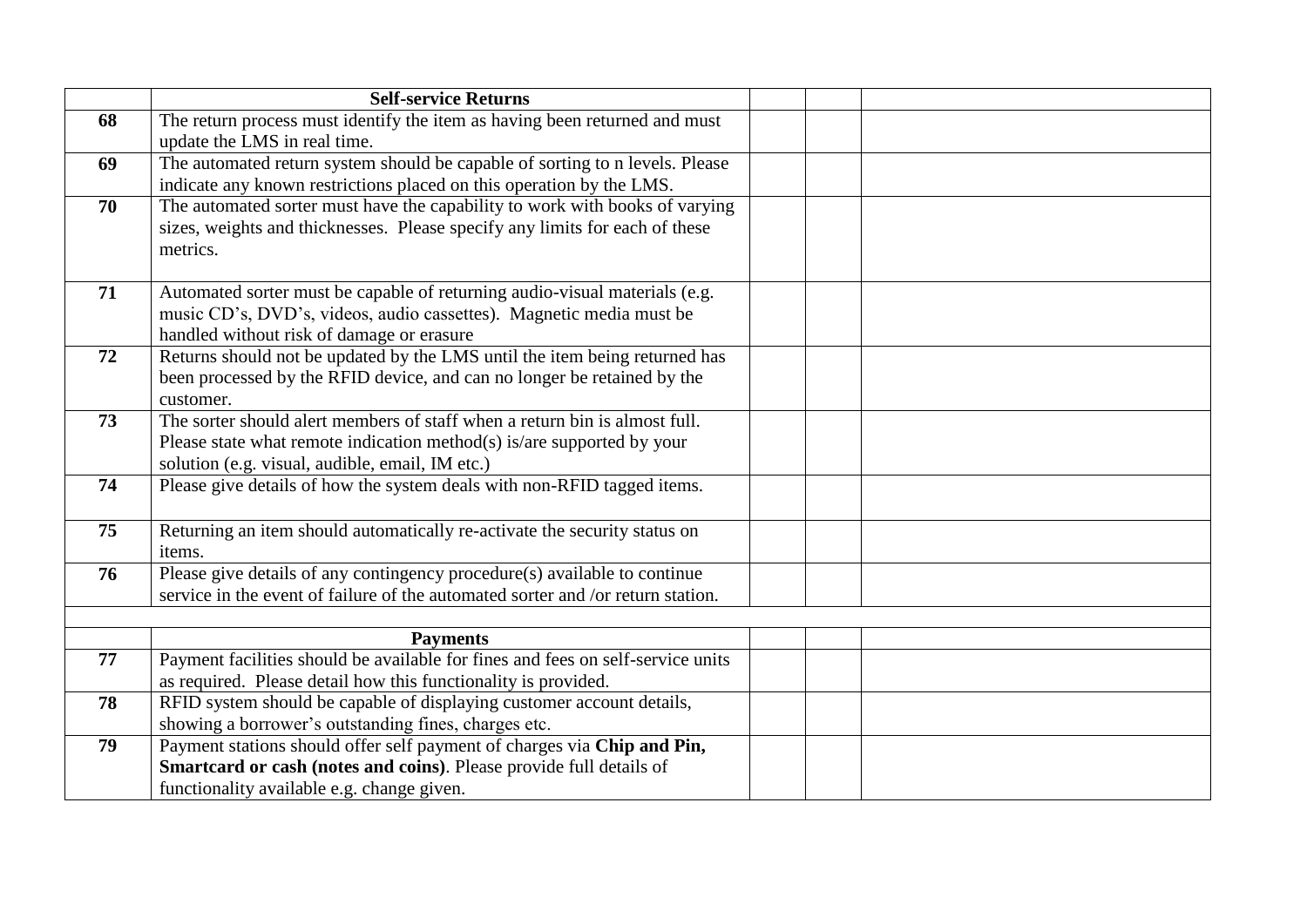| | **Self-service Returns** | | | |
|---|---|---|---|---|
| **68** | The return process must identify the item as having been returned and must update the LMS in real time. | | | |
| **69** | The automated return system should be capable of sorting to n levels. Please indicate any known restrictions placed on this operation by the LMS. | | | |
| **70** | The automated sorter must have the capability to work with books of varying sizes, weights and thicknesses. Please specify any limits for each of these metrics. | | | |
| **71** | Automated sorter must be capable of returning audio-visual materials (e.g. music CD's, DVD's, videos, audio cassettes). Magnetic media must be handled without risk of damage or erasure | | | |
| **72** | Returns should not be updated by the LMS until the item being returned has been processed by the RFID device, and can no longer be retained by the customer. | | | |
| **73** | The sorter should alert members of staff when a return bin is almost full. Please state what remote indication method(s) is/are supported by your solution (e.g. visual, audible, email, IM etc.) | | | |
| **74** | Please give details of how the system deals with non-RFID tagged items. | | | |
| **75** | Returning an item should automatically re-activate the security status on items. | | | |
| **76** | Please give details of any contingency procedure(s) available to continue service in the event of failure of the automated sorter and /or return station. | | | |
| | | | | |
| | **Payments** | | | |
| **77** | Payment facilities should be available for fines and fees on self-service units as required. Please detail how this functionality is provided. | | | |
| **78** | RFID system should be capable of displaying customer account details, showing a borrower's outstanding fines, charges etc. | | | |
| **79** | Payment stations should offer self payment of charges via **Chip and Pin, Smartcard or cash (notes and coins)**. Please provide full details of functionality available e.g. change given. | | | |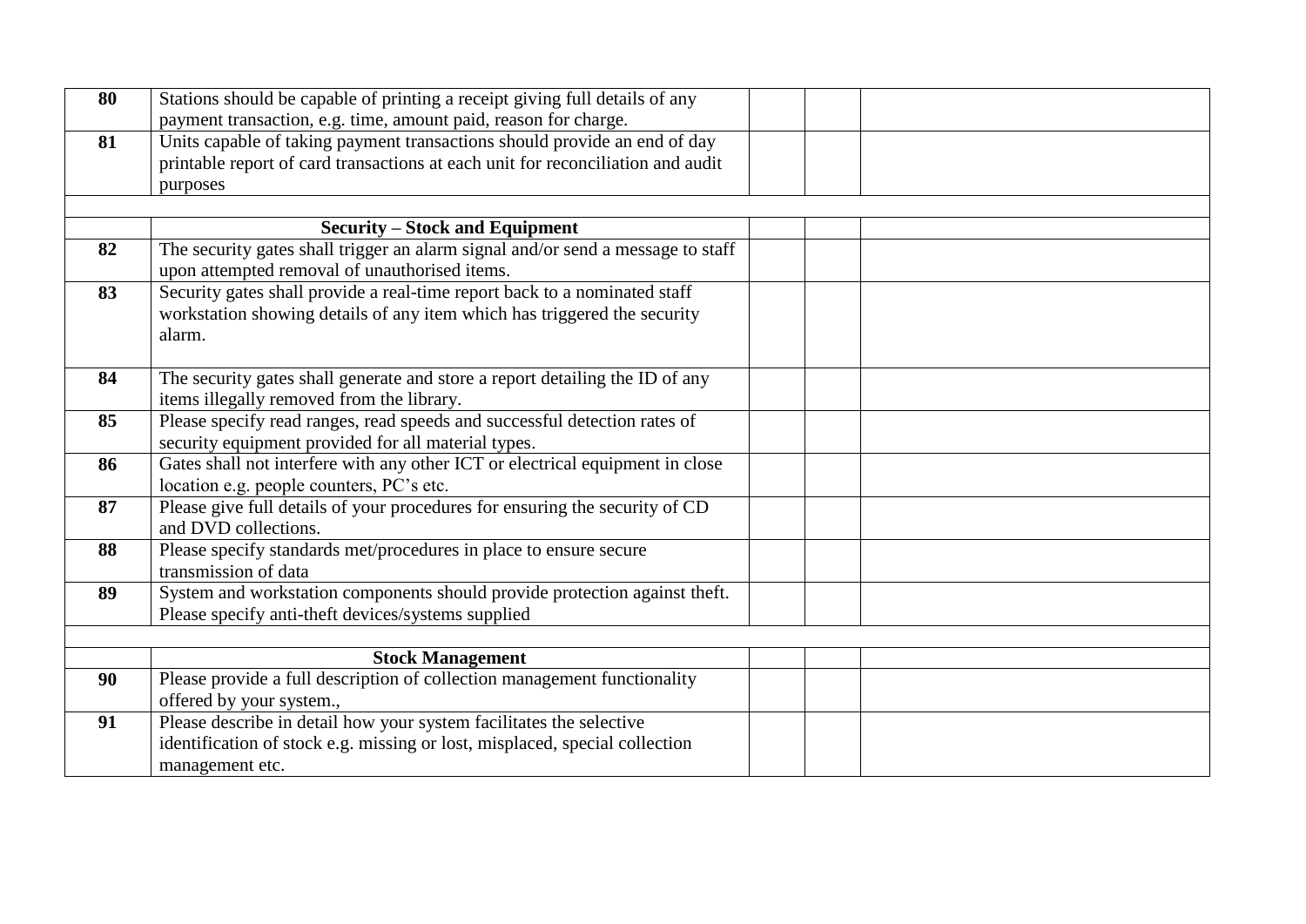| | | | | |
|---|---|---|---|---|
| **80** | Stations should be capable of printing a receipt giving full details of any payment transaction, e.g. time, amount paid, reason for charge. | | | |
| **81** | Units capable of taking payment transactions should provide an end of day printable report of card transactions at each unit for reconciliation and audit purposes | | | |
| | | | | |
| | **Security – Stock and Equipment** | | | |
| **82** | The security gates shall trigger an alarm signal and/or send a message to staff upon attempted removal of unauthorised items. | | | |
| **83** | Security gates shall provide a real-time report back to a nominated staff workstation showing details of any item which has triggered the security alarm. | | | |
| **84** | The security gates shall generate and store a report detailing the ID of any items illegally removed from the library. | | | |
| **85** | Please specify read ranges, read speeds and successful detection rates of security equipment provided for all material types. | | | |
| **86** | Gates shall not interfere with any other ICT or electrical equipment in close location e.g. people counters, PC's etc. | | | |
| **87** | Please give full details of your procedures for ensuring the security of CD and DVD collections. | | | |
| **88** | Please specify standards met/procedures in place to ensure secure transmission of data | | | |
| **89** | System and workstation components should provide protection against theft. Please specify anti-theft devices/systems supplied | | | |
| | | | | |
| | **Stock Management** | | | |
| **90** | Please provide a full description of collection management functionality offered by your system., | | | |
| **91** | Please describe in detail how your system facilitates the selective identification of stock e.g. missing or lost, misplaced, special collection management etc. | | | |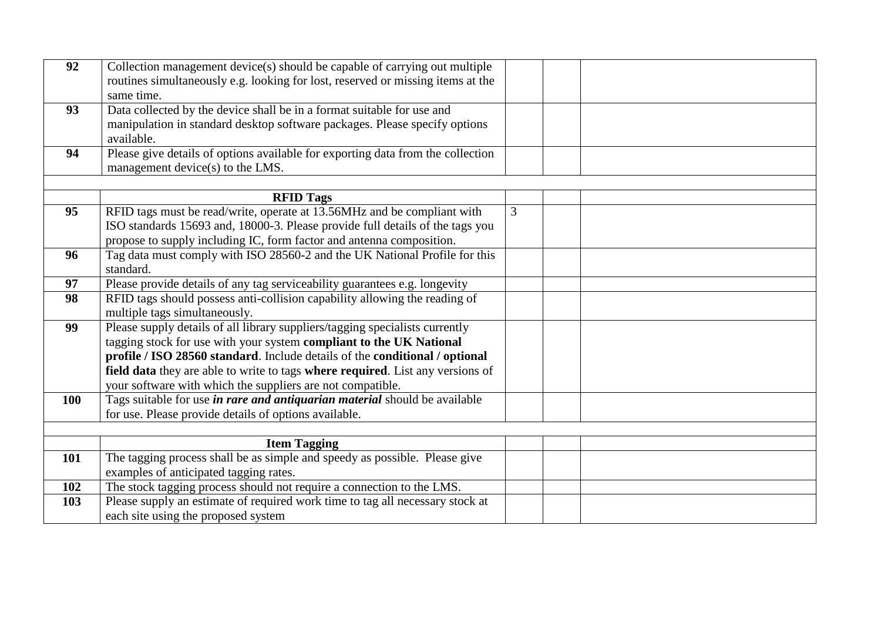| | | | | |
|---|---|---|---|---|
| **92** | Collection management device(s) should be capable of carrying out multiple routines simultaneously e.g. looking for lost, reserved or missing items at the same time. | | | |
| **93** | Data collected by the device shall be in a format suitable for use and manipulation in standard desktop software packages. Please specify options available. | | | |
| **94** | Please give details of options available for exporting data from the collection management device(s) to the LMS. | | | |
| | | | | |
| | **RFID Tags** | | | |
| **95** | RFID tags must be read/write, operate at 13.56MHz and be compliant with ISO standards 15693 and, 18000-3. Please provide full details of the tags you propose to supply including IC, form factor and antenna composition. | 3 | | |
| **96** | Tag data must comply with ISO 28560-2 and the UK National Profile for this standard. | | | |
| **97** | Please provide details of any tag serviceability guarantees e.g. longevity | | | |
| **98** | RFID tags should possess anti-collision capability allowing the reading of multiple tags simultaneously. | | | |
| **99** | Please supply details of all library suppliers/tagging specialists currently tagging stock for use with your system **compliant to the UK National profile / ISO 28560 standard**. Include details of the **conditional / optional field data** they are able to write to tags **where required**. List any versions of your software with which the suppliers are not compatible. | | | |
| **100** | Tags suitable for use ***in rare and antiquarian material*** should be available for use. Please provide details of options available. | | | |
| | | | | |
| | **Item Tagging** | | | |
| **101** | The tagging process shall be as simple and speedy as possible. Please give examples of anticipated tagging rates. | | | |
| **102** | The stock tagging process should not require a connection to the LMS. | | | |
| **103** | Please supply an estimate of required work time to tag all necessary stock at each site using the proposed system | | | |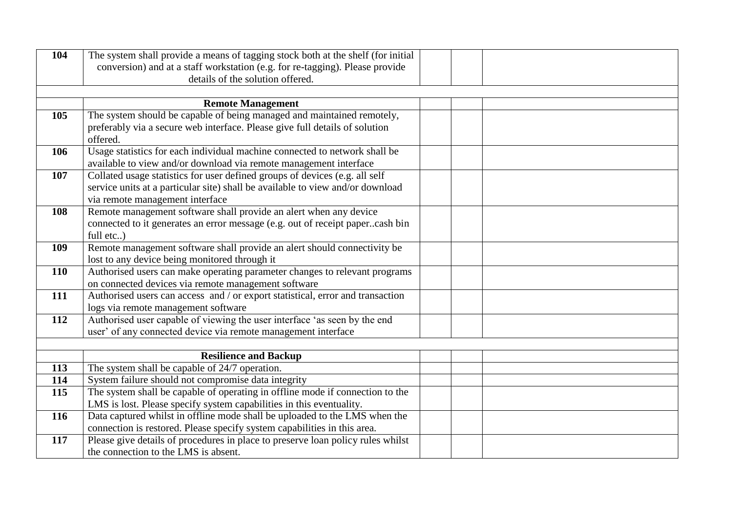| | | | | |
|---|---|---|---|---|
| **104** | The system shall provide a means of tagging stock both at the shelf (for initial conversion) and at a staff workstation (e.g. for re-tagging). Please provide details of the solution offered. | | | |
| | | | | |
| | **Remote Management** | | | |
| **105** | The system should be capable of being managed and maintained remotely, preferably via a secure web interface. Please give full details of solution offered. | | | |
| **106** | Usage statistics for each individual machine connected to network shall be available to view and/or download via remote management interface | | | |
| **107** | Collated usage statistics for user defined groups of devices (e.g. all self service units at a particular site) shall be available to view and/or download via remote management interface | | | |
| **108** | Remote management software shall provide an alert when any device connected to it generates an error message (e.g. out of receipt paper..cash bin full etc..) | | | |
| **109** | Remote management software shall provide an alert should connectivity be lost to any device being monitored through it | | | |
| **110** | Authorised users can make operating parameter changes to relevant programs on connected devices via remote management software | | | |
| **111** | Authorised users can access and / or export statistical, error and transaction logs via remote management software | | | |
| **112** | Authorised user capable of viewing the user interface 'as seen by the end user' of any connected device via remote management interface | | | |
| | | | | |
| | **Resilience and Backup** | | | |
| **113** | The system shall be capable of 24/7 operation. | | | |
| **114** | System failure should not compromise data integrity | | | |
| **115** | The system shall be capable of operating in offline mode if connection to the LMS is lost. Please specify system capabilities in this eventuality. | | | |
| **116** | Data captured whilst in offline mode shall be uploaded to the LMS when the connection is restored. Please specify system capabilities in this area. | | | |
| **117** | Please give details of procedures in place to preserve loan policy rules whilst the connection to the LMS is absent. | | | |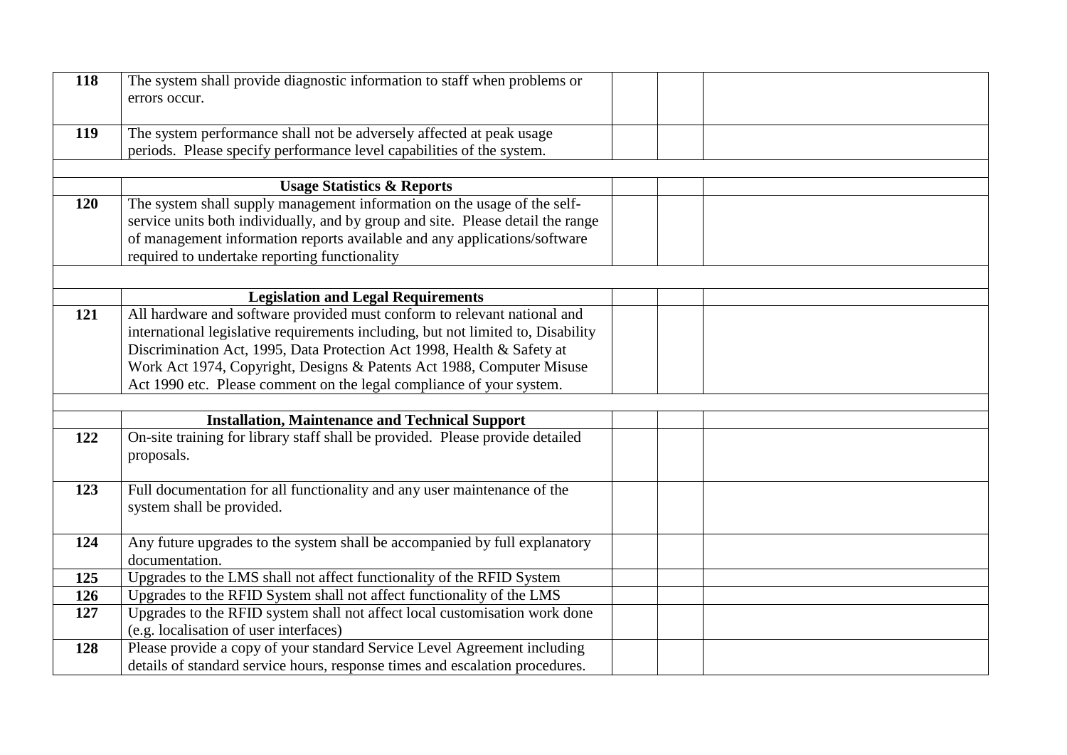| | | | | |
|---|---|---|---|---|
| **118** | The system shall provide diagnostic information to staff when problems or errors occur. | | | |
| **119** | The system performance shall not be adversely affected at peak usage periods. Please specify performance level capabilities of the system. | | | |
| | | | | |
| | **Usage Statistics & Reports** | | | |
| **120** | The system shall supply management information on the usage of the self-service units both individually, and by group and site. Please detail the range of management information reports available and any applications/software required to undertake reporting functionality | | | |
| | | | | |
| | **Legislation and Legal Requirements** | | | |
| **121** | All hardware and software provided must conform to relevant national and international legislative requirements including, but not limited to, Disability Discrimination Act, 1995, Data Protection Act 1998, Health & Safety at Work Act 1974, Copyright, Designs & Patents Act 1988, Computer Misuse Act 1990 etc. Please comment on the legal compliance of your system. | | | |
| | | | | |
| | **Installation, Maintenance and Technical Support** | | | |
| **122** | On-site training for library staff shall be provided. Please provide detailed proposals. | | | |
| **123** | Full documentation for all functionality and any user maintenance of the system shall be provided. | | | |
| **124** | Any future upgrades to the system shall be accompanied by full explanatory documentation. | | | |
| **125** | Upgrades to the LMS shall not affect functionality of the RFID System | | | |
| **126** | Upgrades to the RFID System shall not affect functionality of the LMS | | | |
| **127** | Upgrades to the RFID system shall not affect local customisation work done (e.g. localisation of user interfaces) | | | |
| **128** | Please provide a copy of your standard Service Level Agreement including details of standard service hours, response times and escalation procedures. | | | |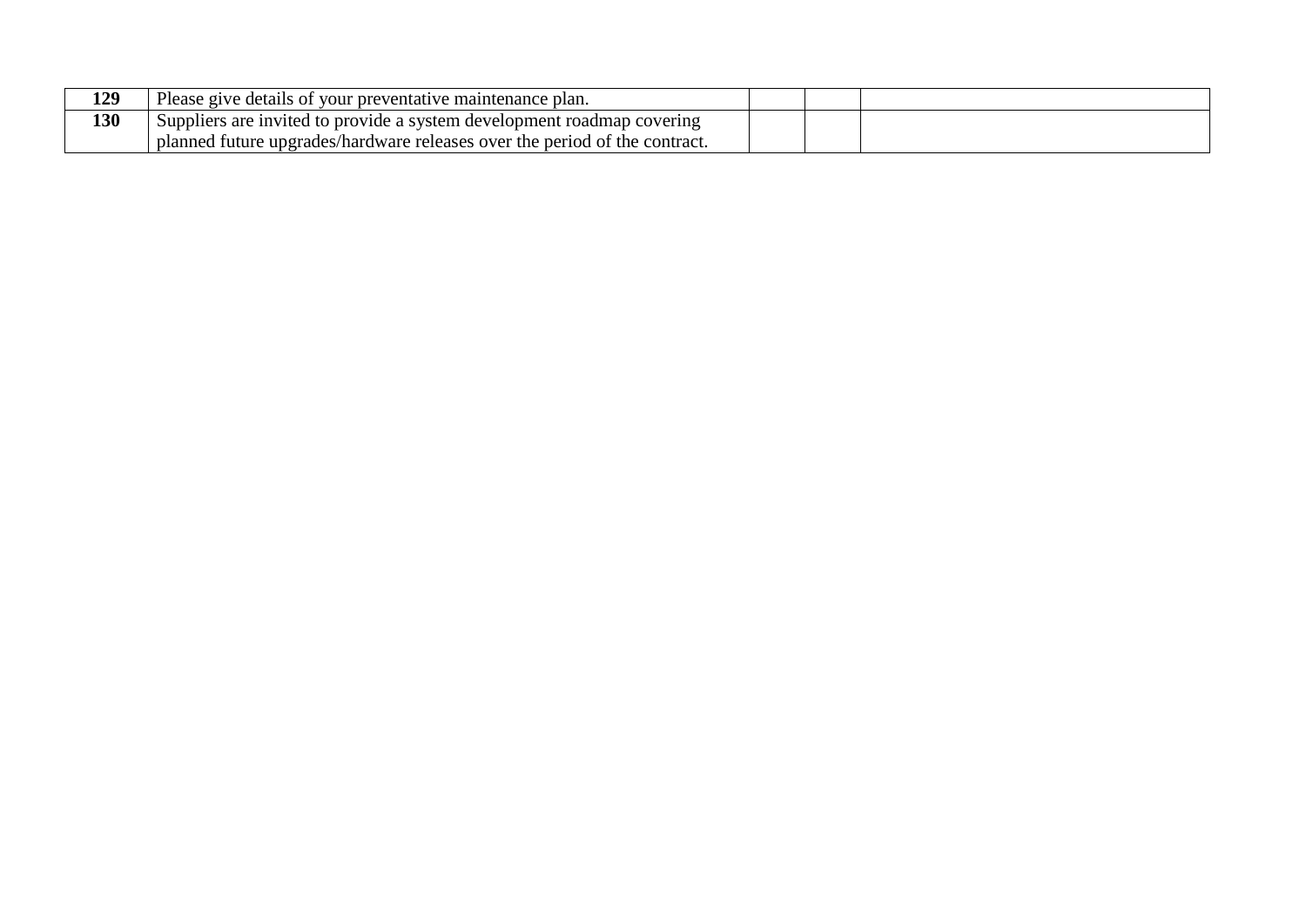| | | | | |
|---|---|---|---|---|
| **129** | Please give details of your preventative maintenance plan. | | | |
| **130** | Suppliers are invited to provide a system development roadmap covering planned future upgrades/hardware releases over the period of the contract. | | | |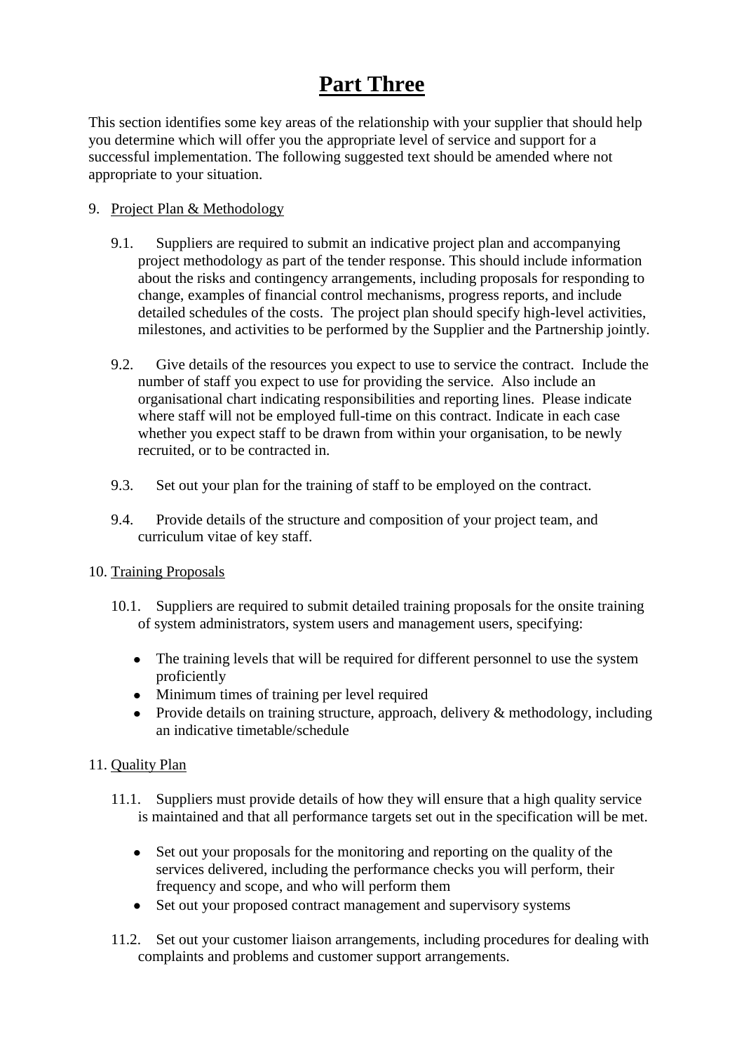# Part Three

This section identifies some key areas of the relationship with your supplier that should help you determine which will offer you the appropriate level of service and support for a successful implementation. The following suggested text should be amended where not appropriate to your situation.

9. Project Plan & Methodology

   9.1. Suppliers are required to submit an indicative project plan and accompanying project methodology as part of the tender response. This should include information about the risks and contingency arrangements, including proposals for responding to change, examples of financial control mechanisms, progress reports, and include detailed schedules of the costs. The project plan should specify high-level activities, milestones, and activities to be performed by the Supplier and the Partnership jointly.

   9.2. Give details of the resources you expect to use to service the contract. Include the number of staff you expect to use for providing the service. Also include an organisational chart indicating responsibilities and reporting lines. Please indicate where staff will not be employed full-time on this contract. Indicate in each case whether you expect staff to be drawn from within your organisation, to be newly recruited, or to be contracted in.

   9.3. Set out your plan for the training of staff to be employed on the contract.

   9.4. Provide details of the structure and composition of your project team, and curriculum vitae of key staff.

10. Training Proposals

    10.1. Suppliers are required to submit detailed training proposals for the onsite training of system administrators, system users and management users, specifying:

    - The training levels that will be required for different personnel to use the system proficiently
    - Minimum times of training per level required
    - Provide details on training structure, approach, delivery & methodology, including an indicative timetable/schedule

11. Quality Plan

    11.1. Suppliers must provide details of how they will ensure that a high quality service is maintained and that all performance targets set out in the specification will be met.

    - Set out your proposals for the monitoring and reporting on the quality of the services delivered, including the performance checks you will perform, their frequency and scope, and who will perform them
    - Set out your proposed contract management and supervisory systems

    11.2. Set out your customer liaison arrangements, including procedures for dealing with complaints and problems and customer support arrangements.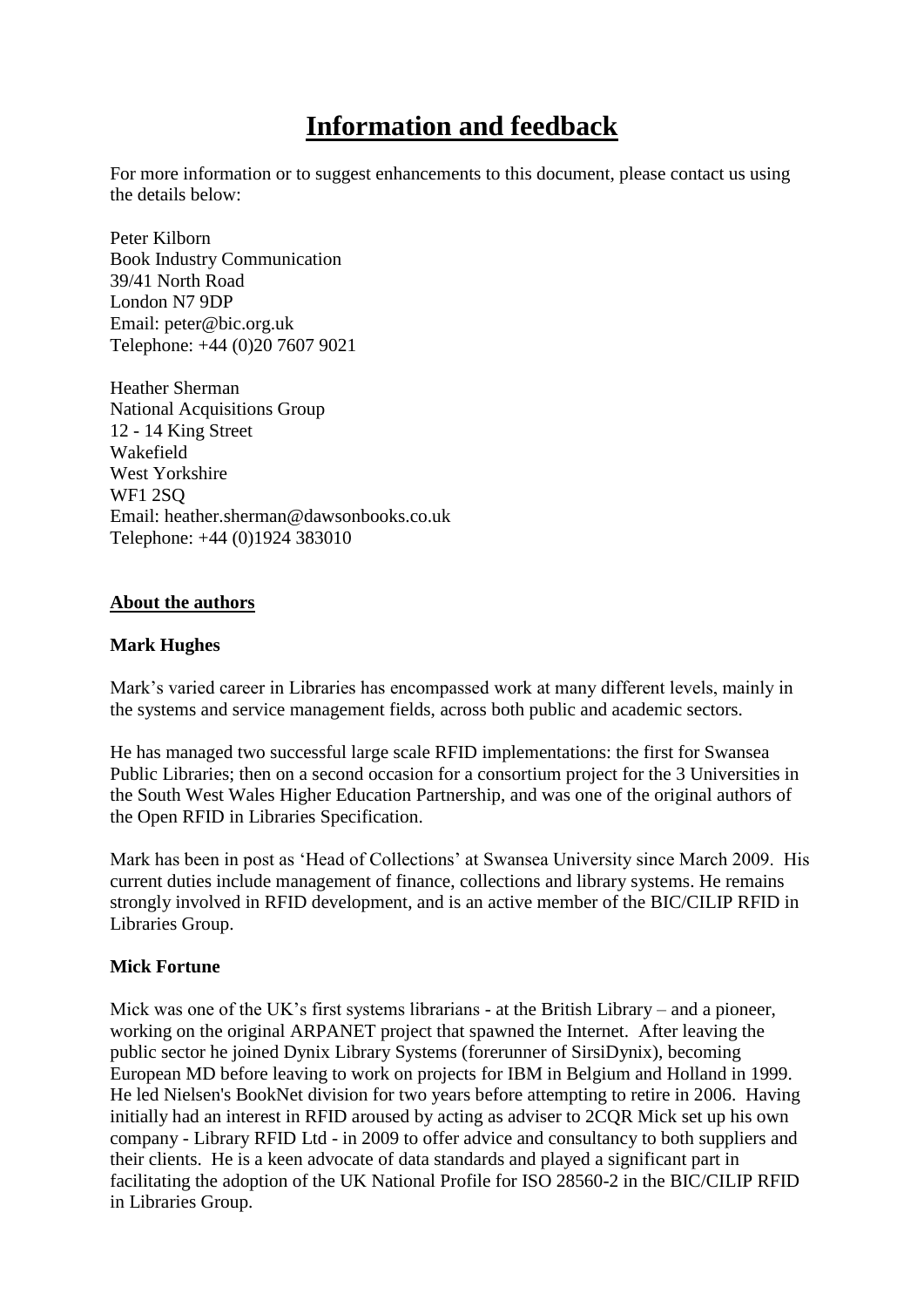# Information and feedback

For more information or to suggest enhancements to this document, please contact us using the details below:

Peter Kilborn  
Book Industry Communication  
39/41 North Road  
London N7 9DP  
Email: peter@bic.org.uk  
Telephone: +44 (0)20 7607 9021

Heather Sherman  
National Acquisitions Group  
12 - 14 King Street  
Wakefield  
West Yorkshire  
WF1 2SQ  
Email: heather.sherman@dawsonbooks.co.uk  
Telephone: +44 (0)1924 383010

## About the authors

### Mark Hughes

Mark's varied career in Libraries has encompassed work at many different levels, mainly in the systems and service management fields, across both public and academic sectors.

He has managed two successful large scale RFID implementations: the first for Swansea Public Libraries; then on a second occasion for a consortium project for the 3 Universities in the South West Wales Higher Education Partnership, and was one of the original authors of the Open RFID in Libraries Specification.

Mark has been in post as 'Head of Collections' at Swansea University since March 2009. His current duties include management of finance, collections and library systems. He remains strongly involved in RFID development, and is an active member of the BIC/CILIP RFID in Libraries Group.

### Mick Fortune

Mick was one of the UK's first systems librarians - at the British Library – and a pioneer, working on the original ARPANET project that spawned the Internet. After leaving the public sector he joined Dynix Library Systems (forerunner of SirsiDynix), becoming European MD before leaving to work on projects for IBM in Belgium and Holland in 1999. He led Nielsen's BookNet division for two years before attempting to retire in 2006. Having initially had an interest in RFID aroused by acting as adviser to 2CQR Mick set up his own company - Library RFID Ltd - in 2009 to offer advice and consultancy to both suppliers and their clients. He is a keen advocate of data standards and played a significant part in facilitating the adoption of the UK National Profile for ISO 28560-2 in the BIC/CILIP RFID in Libraries Group.